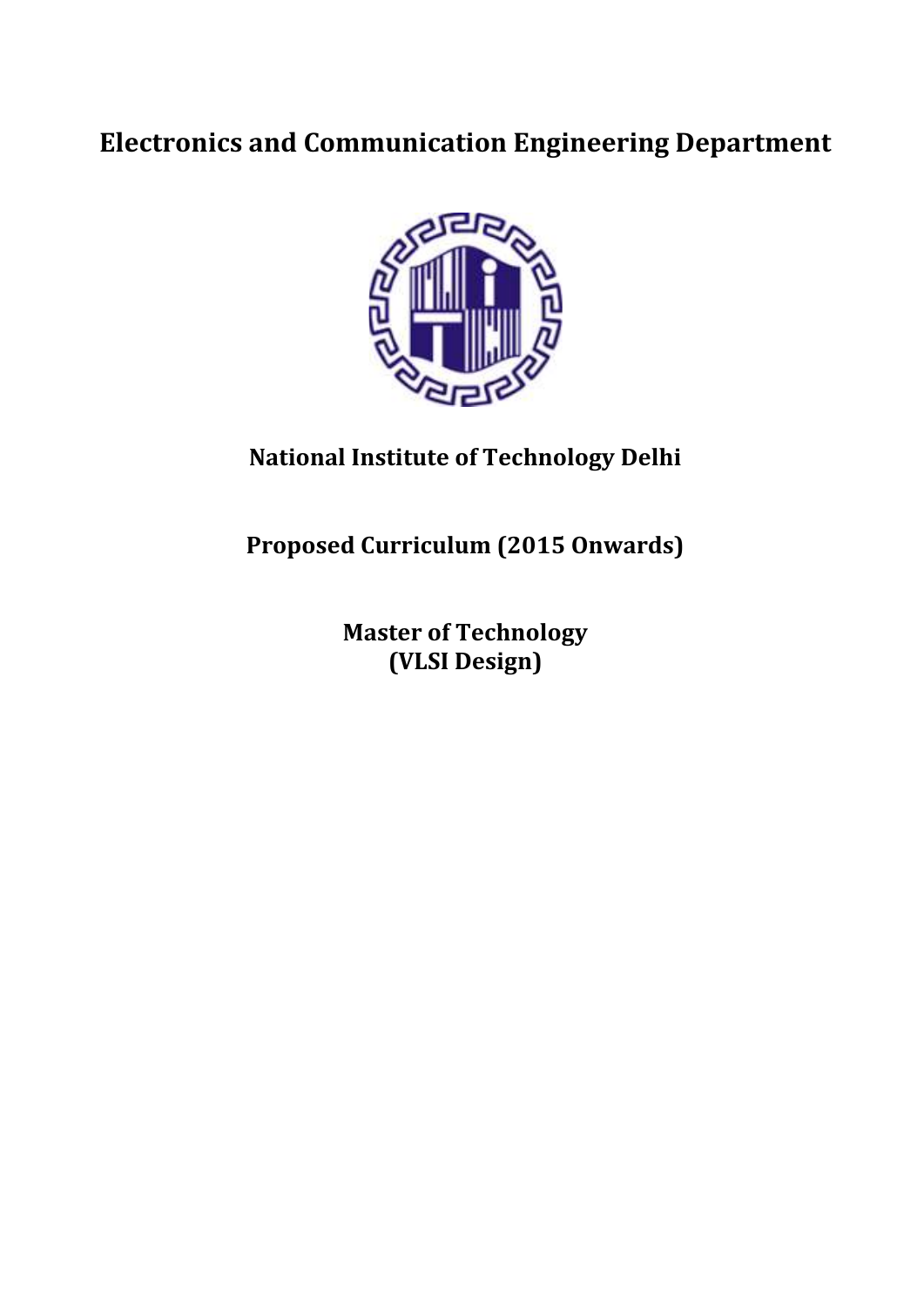# Electronics and Communication Engineering Department

## National Institute of Technology Delhi

## Proposed Curriculum (2015 Onwards)

## Master of Technology
## (VLSI Design)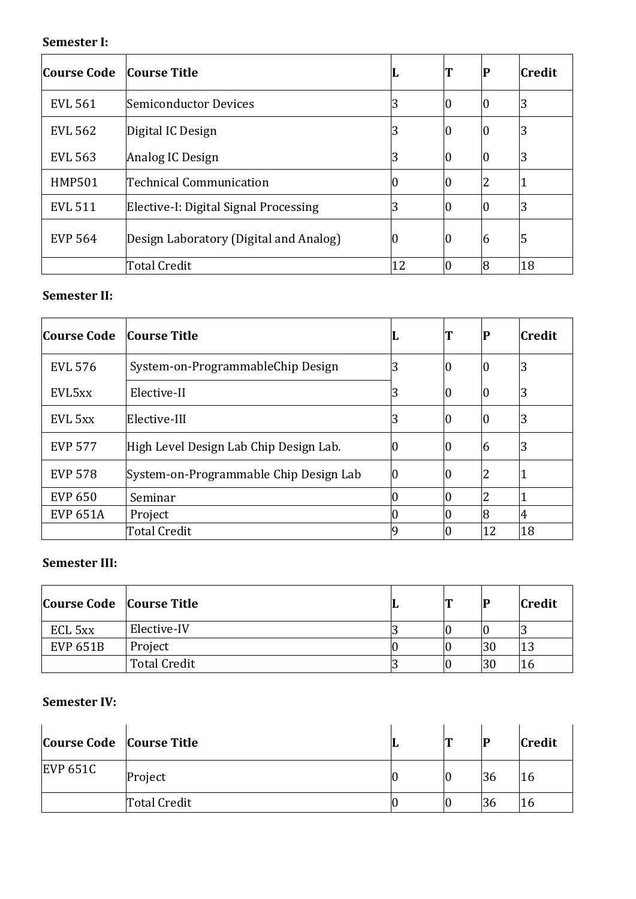**Semester I:**

| Course Code | Course Title | L | T | P | Credit |
|---|---|---|---|---|---|
| EVL 561 | Semiconductor Devices | 3 | 0 | 0 | 3 |
| EVL 562 | Digital IC Design | 3 | 0 | 0 | 3 |
| EVL 563 | Analog IC Design | 3 | 0 | 0 | 3 |
| HMP501 | Technical Communication | 0 | 0 | 2 | 1 |
| EVL 511 | Elective-I: Digital Signal Processing | 3 | 0 | 0 | 3 |
| EVP 564 | Design Laboratory (Digital and Analog) | 0 | 0 | 6 | 5 |
| | Total Credit | 12 | 0 | 8 | 18 |

**Semester II:**

| Course Code | Course Title | L | T | P | Credit |
|---|---|---|---|---|---|
| EVL 576 | System-on-ProgrammableChip Design | 3 | 0 | 0 | 3 |
| EVL5xx | Elective-II | 3 | 0 | 0 | 3 |
| EVL 5xx | Elective-III | 3 | 0 | 0 | 3 |
| EVP 577 | High Level Design Lab Chip Design Lab. | 0 | 0 | 6 | 3 |
| EVP 578 | System-on-Programmable Chip Design Lab | 0 | 0 | 2 | 1 |
| EVP 650 | Seminar | 0 | 0 | 2 | 1 |
| EVP 651A | Project | 0 | 0 | 8 | 4 |
| | Total Credit | 9 | 0 | 12 | 18 |

**Semester III:**

| Course Code | Course Title | L | T | P | Credit |
|---|---|---|---|---|---|
| ECL 5xx | Elective-IV | 3 | 0 | 0 | 3 |
| EVP 651B | Project | 0 | 0 | 30 | 13 |
| | Total Credit | 3 | 0 | 30 | 16 |

**Semester IV:**

| Course Code | Course Title | L | T | P | Credit |
|---|---|---|---|---|---|
| EVP 651C | Project | 0 | 0 | 36 | 16 |
| | Total Credit | 0 | 0 | 36 | 16 |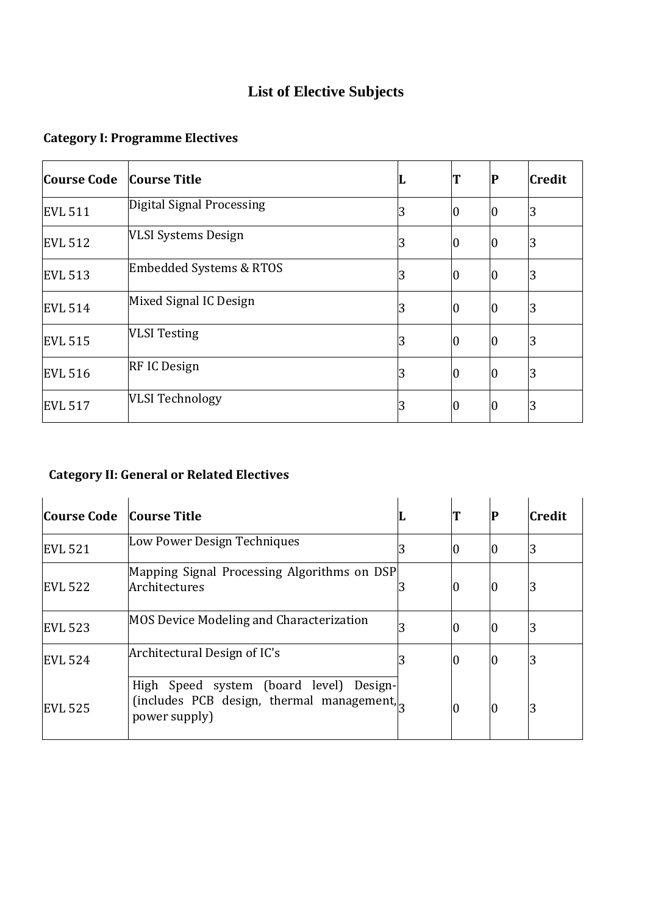# List of Elective Subjects

**Category I: Programme Electives**

| Course Code | Course Title | L | T | P | Credit |
|---|---|---|---|---|---|
| EVL 511 | Digital Signal Processing | 3 | 0 | 0 | 3 |
| EVL 512 | VLSI Systems Design | 3 | 0 | 0 | 3 |
| EVL 513 | Embedded Systems & RTOS | 3 | 0 | 0 | 3 |
| EVL 514 | Mixed Signal IC Design | 3 | 0 | 0 | 3 |
| EVL 515 | VLSI Testing | 3 | 0 | 0 | 3 |
| EVL 516 | RF IC Design | 3 | 0 | 0 | 3 |
| EVL 517 | VLSI Technology | 3 | 0 | 0 | 3 |

**Category II: General or Related Electives**

| Course Code | Course Title | L | T | P | Credit |
|---|---|---|---|---|---|
| EVL 521 | Low Power Design Techniques | 3 | 0 | 0 | 3 |
| EVL 522 | Mapping Signal Processing Algorithms on DSP Architectures | 3 | 0 | 0 | 3 |
| EVL 523 | MOS Device Modeling and Characterization | 3 | 0 | 0 | 3 |
| EVL 524 | Architectural Design of IC's | 3 | 0 | 0 | 3 |
| EVL 525 | High Speed system (board level) Design- (includes PCB design, thermal management, power supply) | 3 | 0 | 0 | 3 |